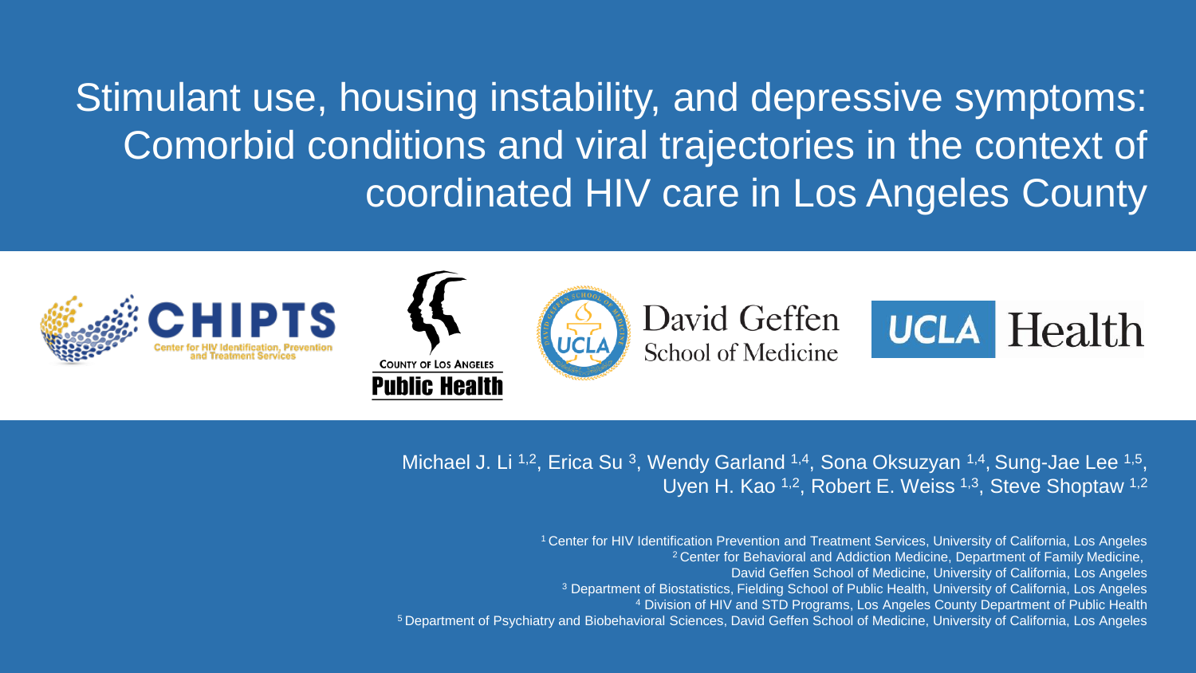# Stimulant use, housing instability, and depressive symptoms: Comorbid conditions and viral trajectories in the context of coordinated HIV care in Los Angeles County

CHIPTS Center for HIV Identification, Prevention and Treatment Services

County of Los Angeles Public Health

David Geffen School of Medicine

UCLA Health

Michael J. Li [1,2], Erica Su [3], Wendy Garland [1,4], Sona Oksuzyan [1,4], Sung-Jae Lee [1,5], Uyen H. Kao [1,2], Robert E. Weiss [1,3], Steve Shoptaw [1,2]

[1] Center for HIV Identification Prevention and Treatment Services, University of California, Los Angeles
[2] Center for Behavioral and Addiction Medicine, Department of Family Medicine, David Geffen School of Medicine, University of California, Los Angeles
[3] Department of Biostatistics, Fielding School of Public Health, University of California, Los Angeles
[4] Division of HIV and STD Programs, Los Angeles County Department of Public Health
[5] Department of Psychiatry and Biobehavioral Sciences, David Geffen School of Medicine, University of California, Los Angeles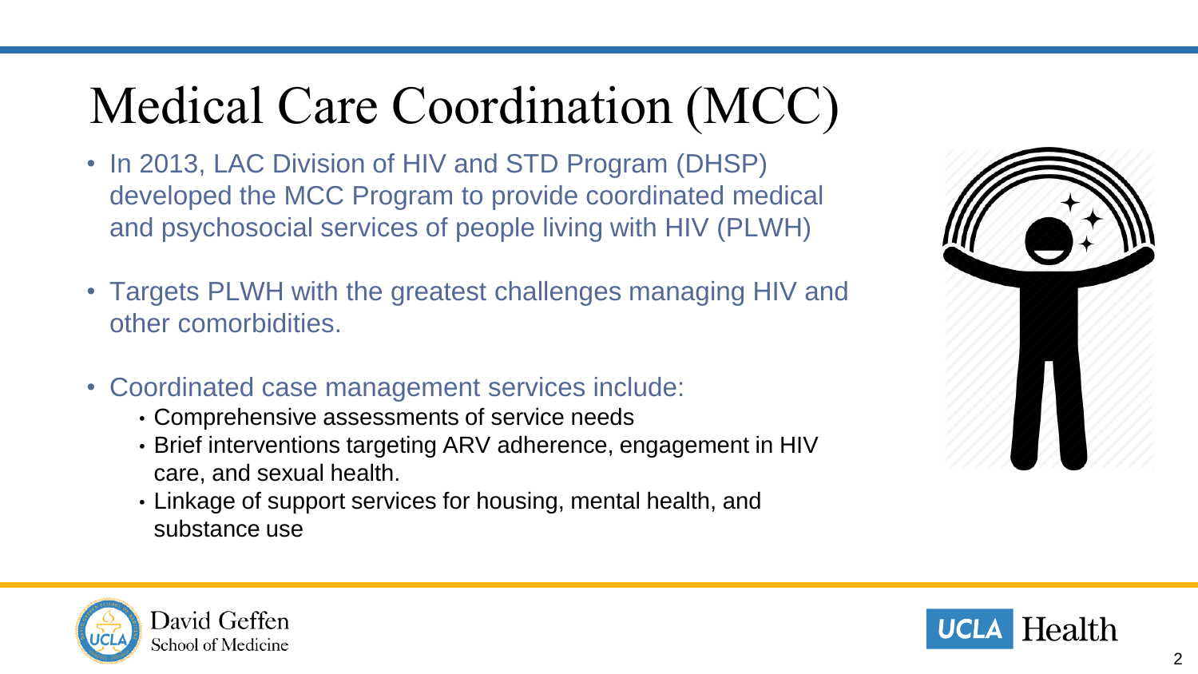# Medical Care Coordination (MCC)

- In 2013, LAC Division of HIV and STD Program (DHSP) developed the MCC Program to provide coordinated medical and psychosocial services of people living with HIV (PLWH)
- Targets PLWH with the greatest challenges managing HIV and other comorbidities.
- Coordinated case management services include:
  - Comprehensive assessments of service needs
  - Brief interventions targeting ARV adherence, engagement in HIV care, and sexual health.
  - Linkage of support services for housing, mental health, and substance use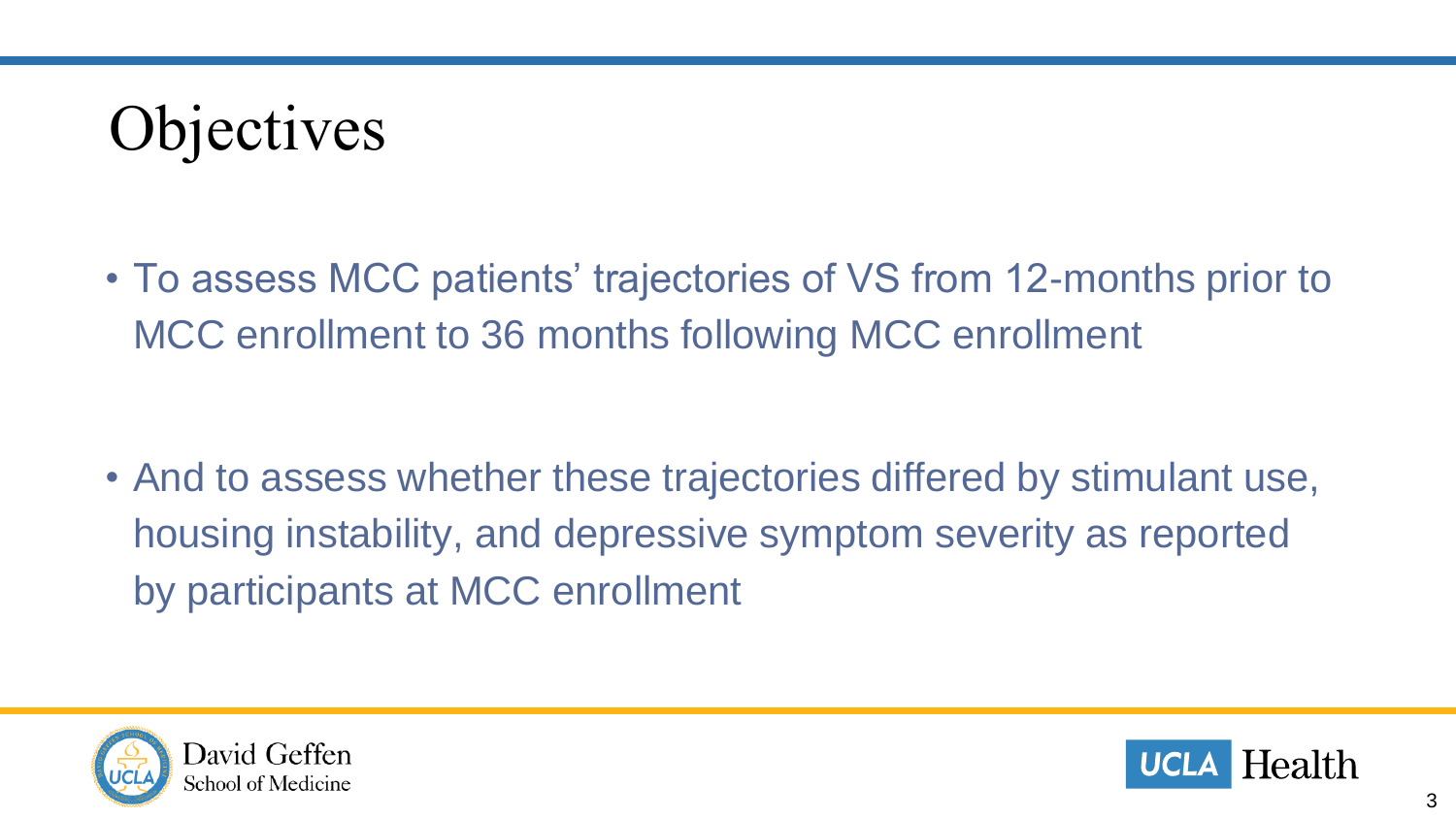# Objectives

- To assess MCC patients' trajectories of VS from 12-months prior to MCC enrollment to 36 months following MCC enrollment

- And to assess whether these trajectories differed by stimulant use, housing instability, and depressive symptom severity as reported by participants at MCC enrollment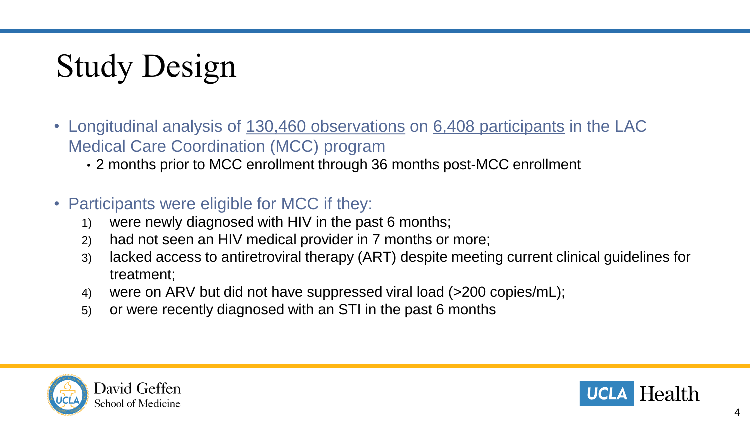# Study Design

- Longitudinal analysis of 130,460 observations on 6,408 participants in the LAC Medical Care Coordination (MCC) program
  - 2 months prior to MCC enrollment through 36 months post-MCC enrollment

- Participants were eligible for MCC if they:
  1) were newly diagnosed with HIV in the past 6 months;
  2) had not seen an HIV medical provider in 7 months or more;
  3) lacked access to antiretroviral therapy (ART) despite meeting current clinical guidelines for treatment;
  4) were on ARV but did not have suppressed viral load (>200 copies/mL);
  5) or were recently diagnosed with an STI in the past 6 months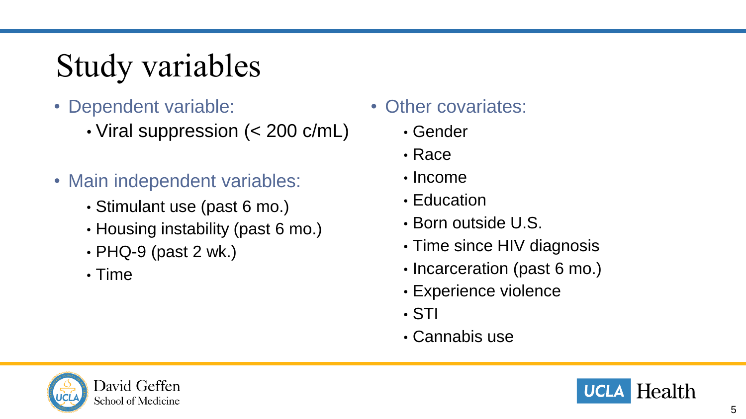# Study variables

- Dependent variable:
  - Viral suppression (< 200 c/mL)

- Main independent variables:
  - Stimulant use (past 6 mo.)
  - Housing instability (past 6 mo.)
  - PHQ-9 (past 2 wk.)
  - Time

- Other covariates:
  - Gender
  - Race
  - Income
  - Education
  - Born outside U.S.
  - Time since HIV diagnosis
  - Incarceration (past 6 mo.)
  - Experience violence
  - STI
  - Cannabis use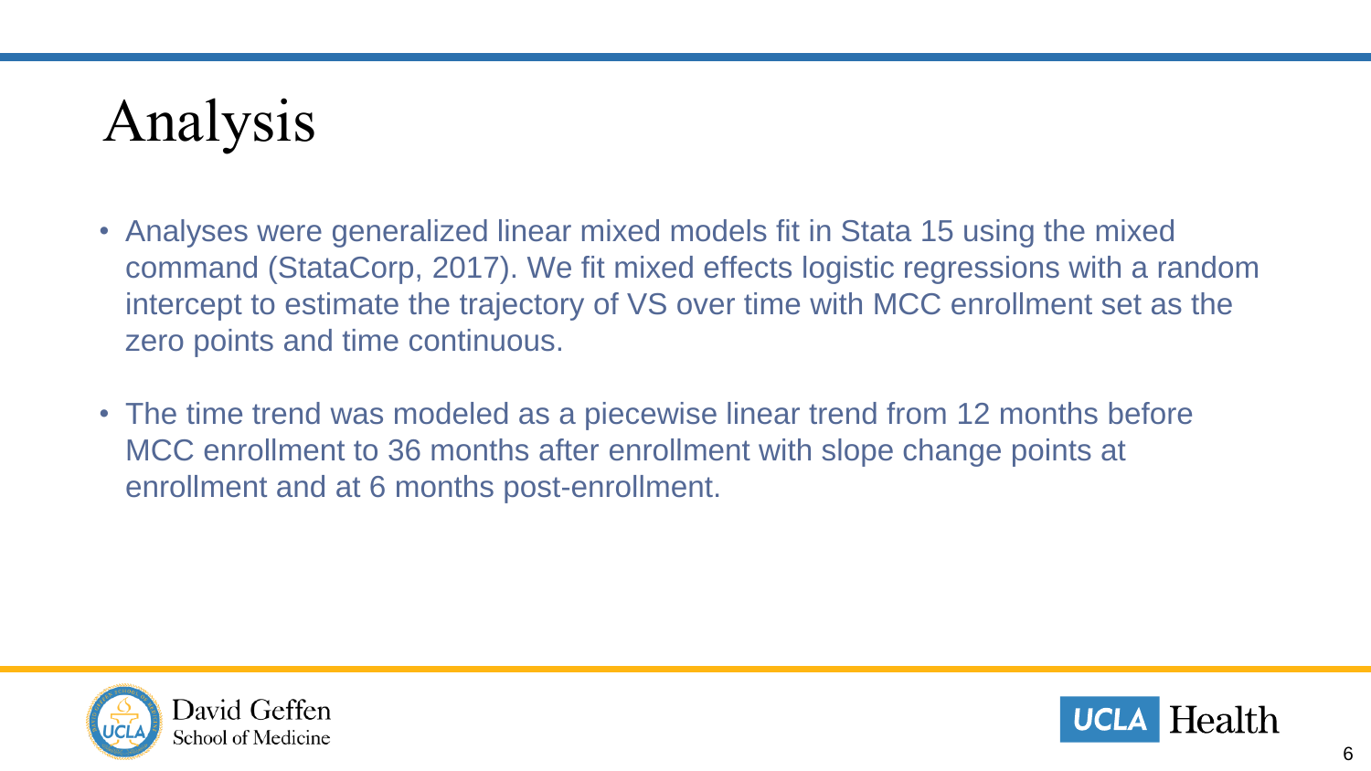# Analysis

- Analyses were generalized linear mixed models fit in Stata 15 using the mixed command (StataCorp, 2017). We fit mixed effects logistic regressions with a random intercept to estimate the trajectory of VS over time with MCC enrollment set as the zero points and time continuous.
- The time trend was modeled as a piecewise linear trend from 12 months before MCC enrollment to 36 months after enrollment with slope change points at enrollment and at 6 months post-enrollment.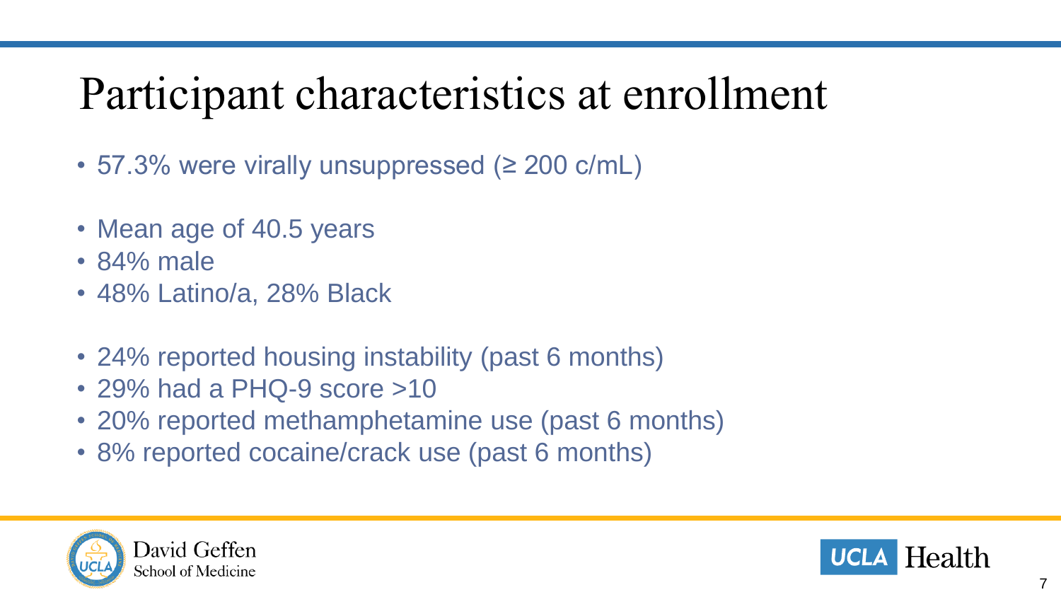# Participant characteristics at enrollment

- 57.3% were virally unsuppressed (≥ 200 c/mL)

- Mean age of 40.5 years
- 84% male
- 48% Latino/a, 28% Black

- 24% reported housing instability (past 6 months)
- 29% had a PHQ-9 score >10
- 20% reported methamphetamine use (past 6 months)
- 8% reported cocaine/crack use (past 6 months)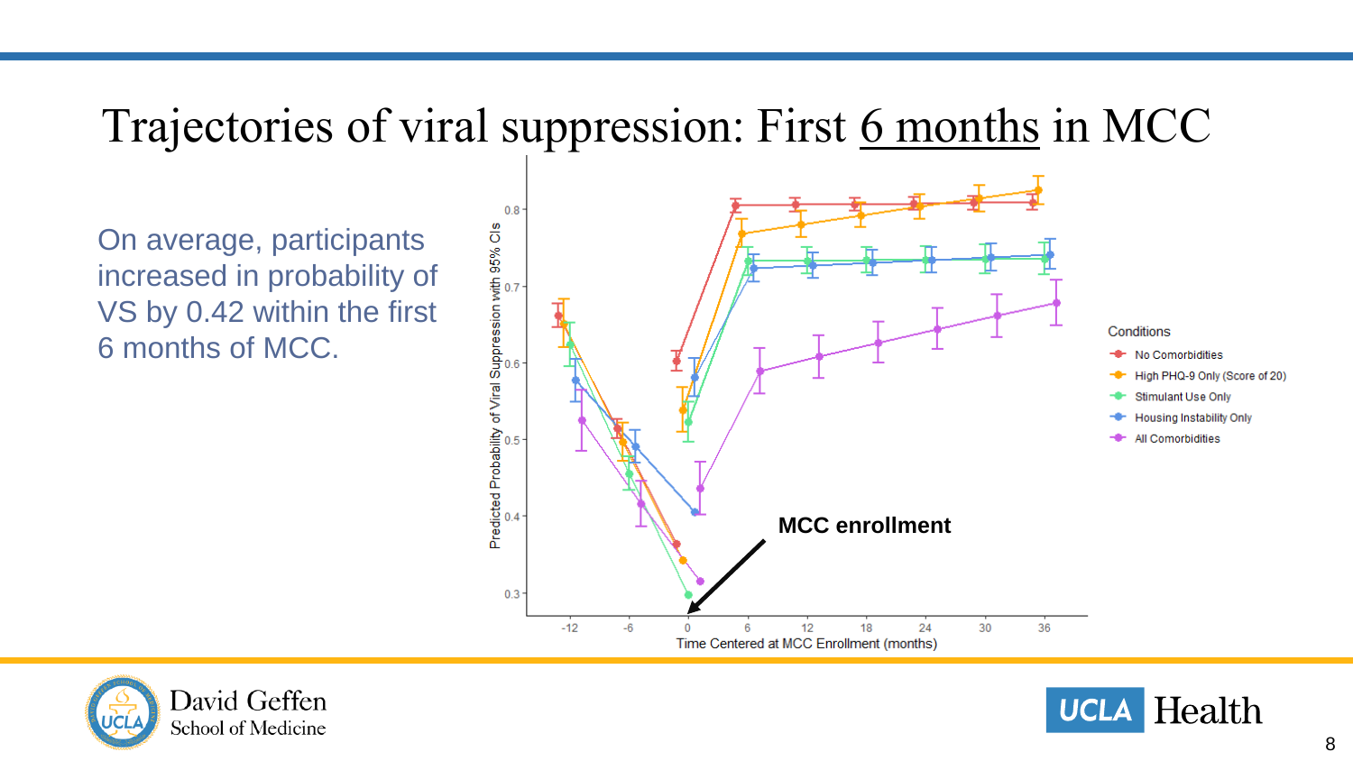# Trajectories of viral suppression: First 6 months in MCC

On average, participants increased in probability of VS by 0.42 within the first 6 months of MCC.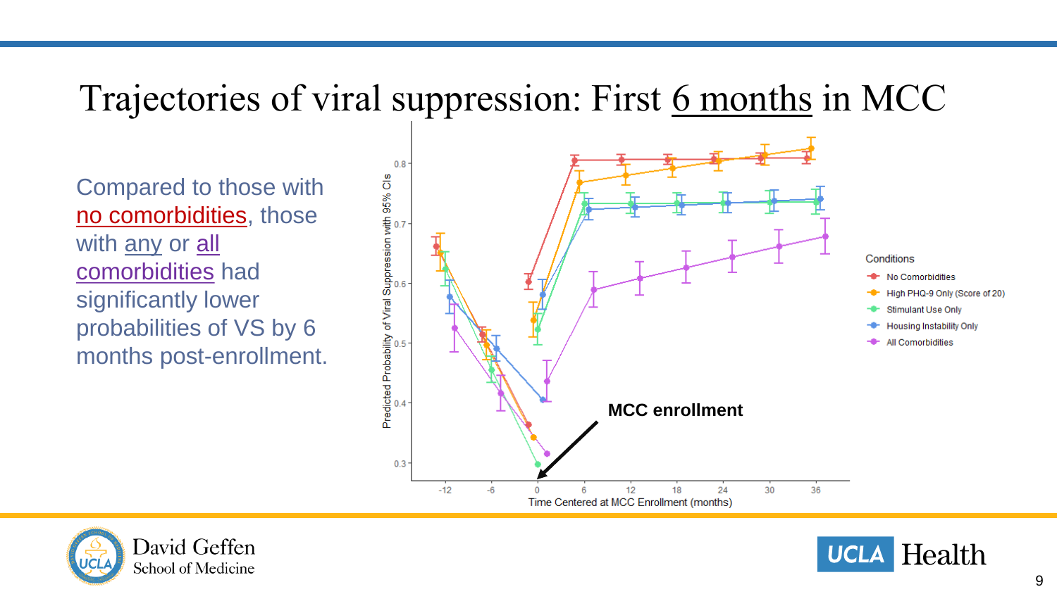# Trajectories of viral suppression: First 6 months in MCC

Compared to those with no comorbidities, those with any or all comorbidities had significantly lower probabilities of VS by 6 months post-enrollment.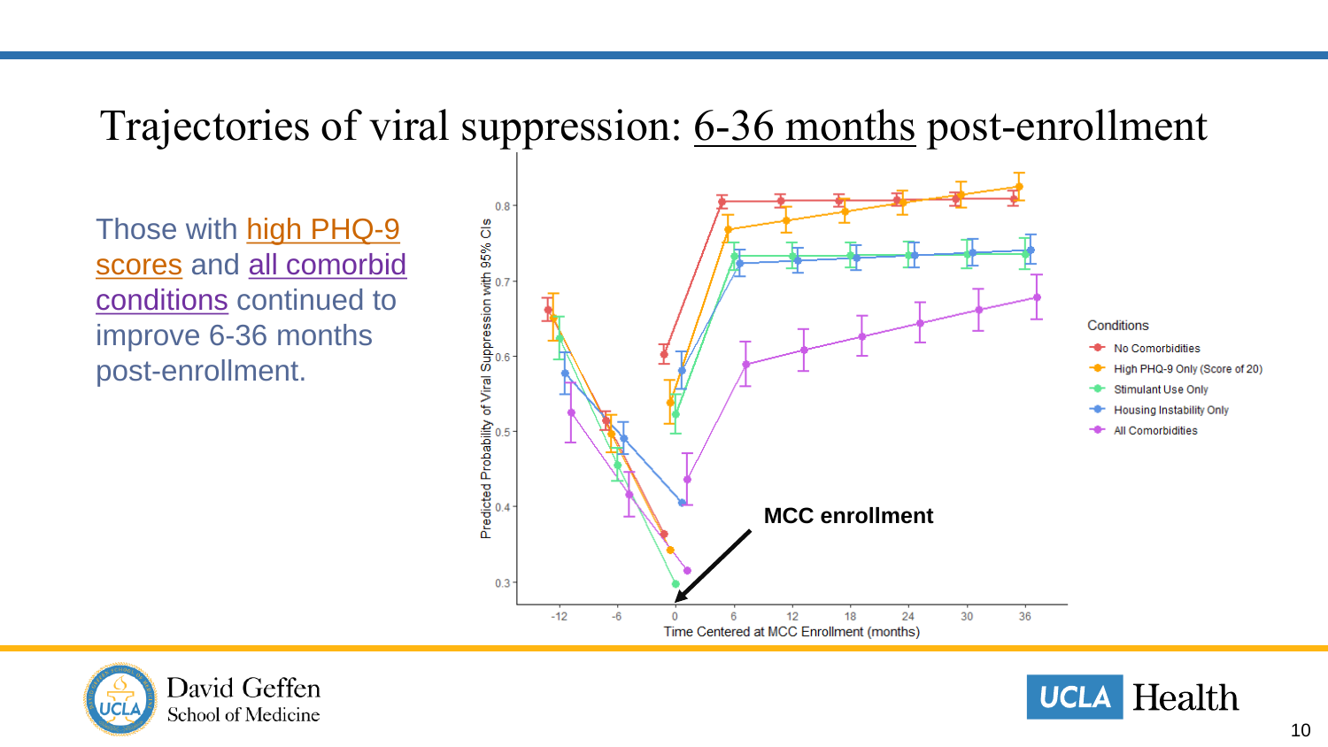# Trajectories of viral suppression: 6-36 months post-enrollment

Those with high PHQ-9 scores and all comorbid conditions continued to improve 6-36 months post-enrollment.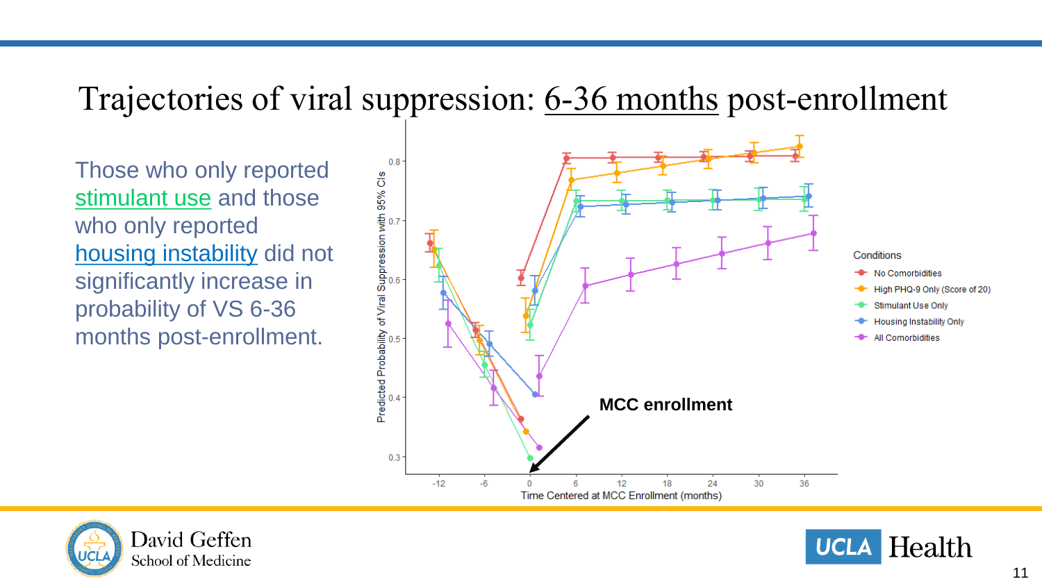# Trajectories of viral suppression: 6-36 months post-enrollment

Those who only reported stimulant use and those who only reported housing instability did not significantly increase in probability of VS 6-36 months post-enrollment.

Predicted Probability of Viral Suppression with 95% CIs

Time Centered at MCC Enrollment (months)

MCC enrollment

Conditions
- No Comorbidities
- High PHQ-9 Only (Score of 20)
- Stimulant Use Only
- Housing Instability Only
- All Comorbidities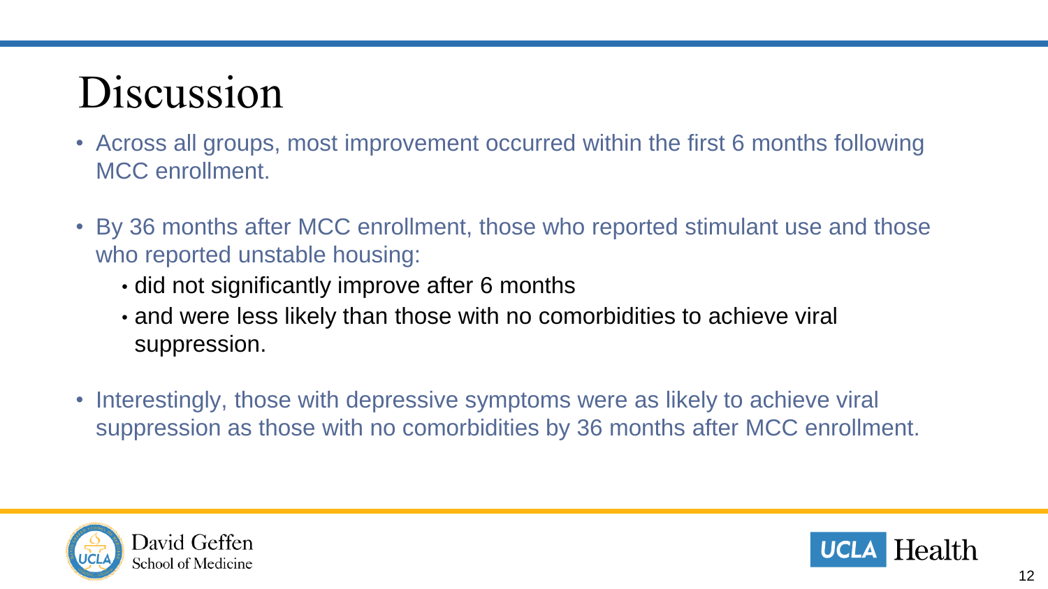# Discussion

- Across all groups, most improvement occurred within the first 6 months following MCC enrollment.
- By 36 months after MCC enrollment, those who reported stimulant use and those who reported unstable housing:
  - did not significantly improve after 6 months
  - and were less likely than those with no comorbidities to achieve viral suppression.
- Interestingly, those with depressive symptoms were as likely to achieve viral suppression as those with no comorbidities by 36 months after MCC enrollment.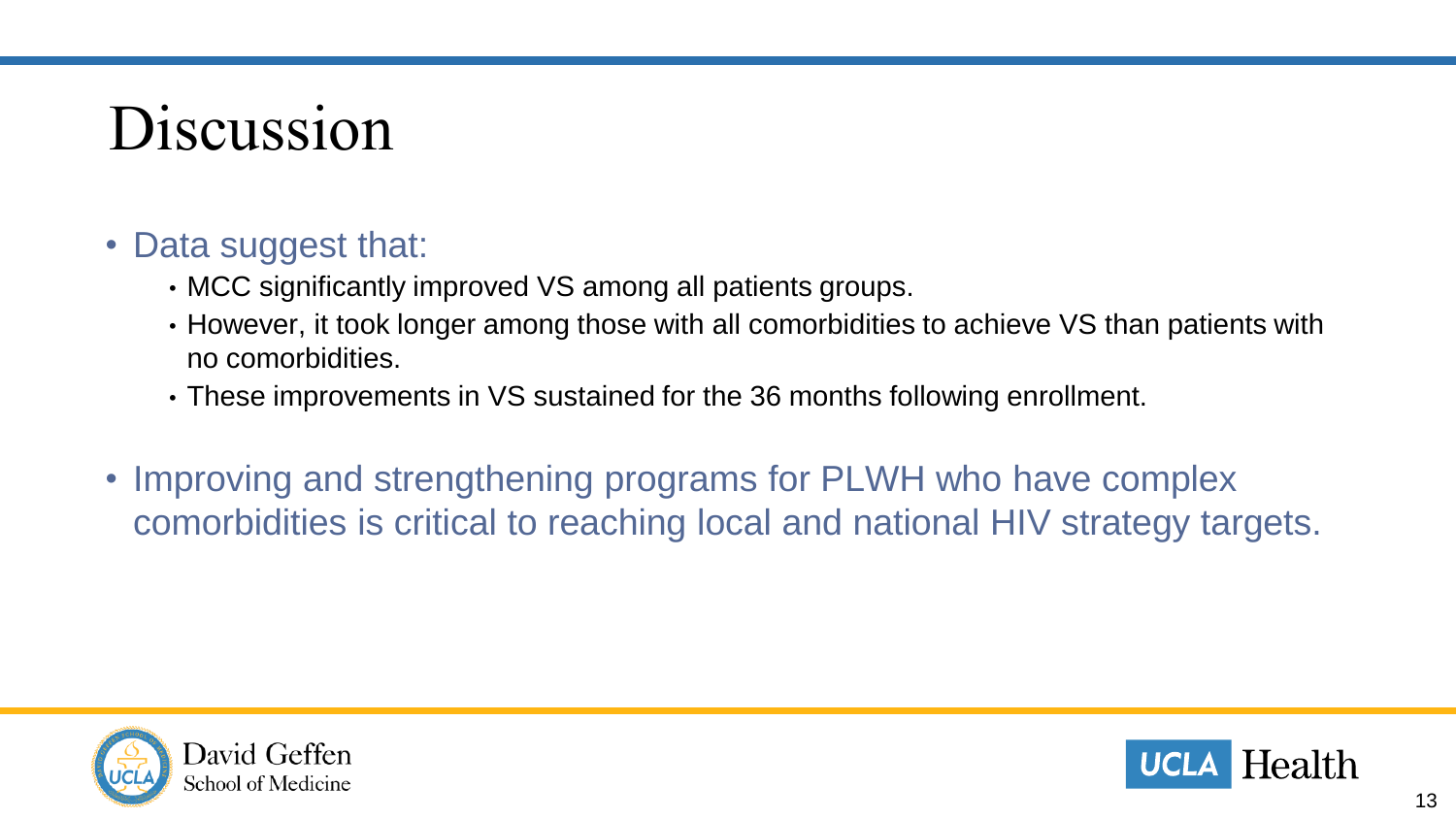# Discussion

- Data suggest that:
  - MCC significantly improved VS among all patients groups.
  - However, it took longer among those with all comorbidities to achieve VS than patients with no comorbidities.
  - These improvements in VS sustained for the 36 months following enrollment.
- Improving and strengthening programs for PLWH who have complex comorbidities is critical to reaching local and national HIV strategy targets.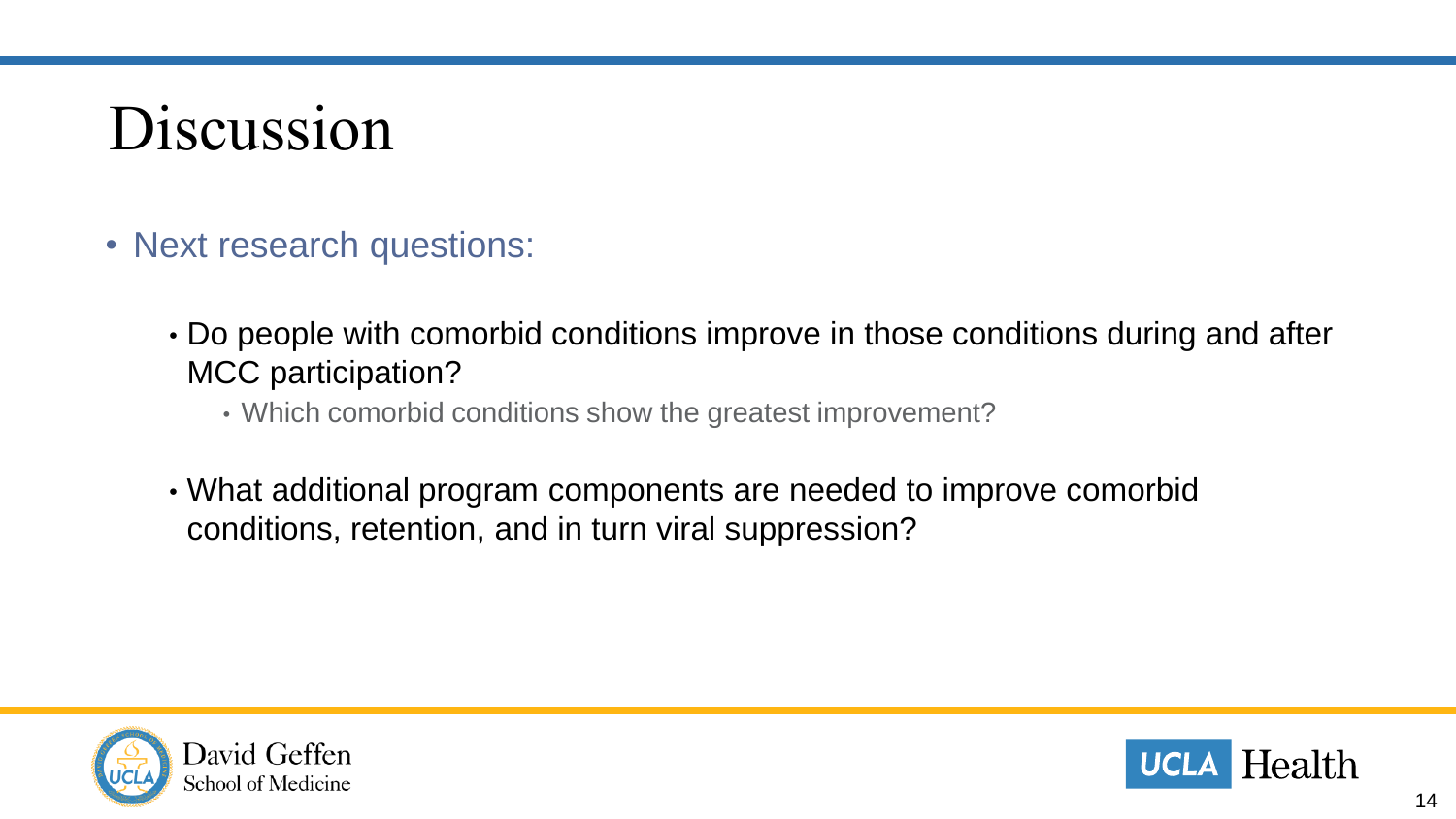# Discussion

- Next research questions:
  - Do people with comorbid conditions improve in those conditions during and after MCC participation?
    - Which comorbid conditions show the greatest improvement?
  - What additional program components are needed to improve comorbid conditions, retention, and in turn viral suppression?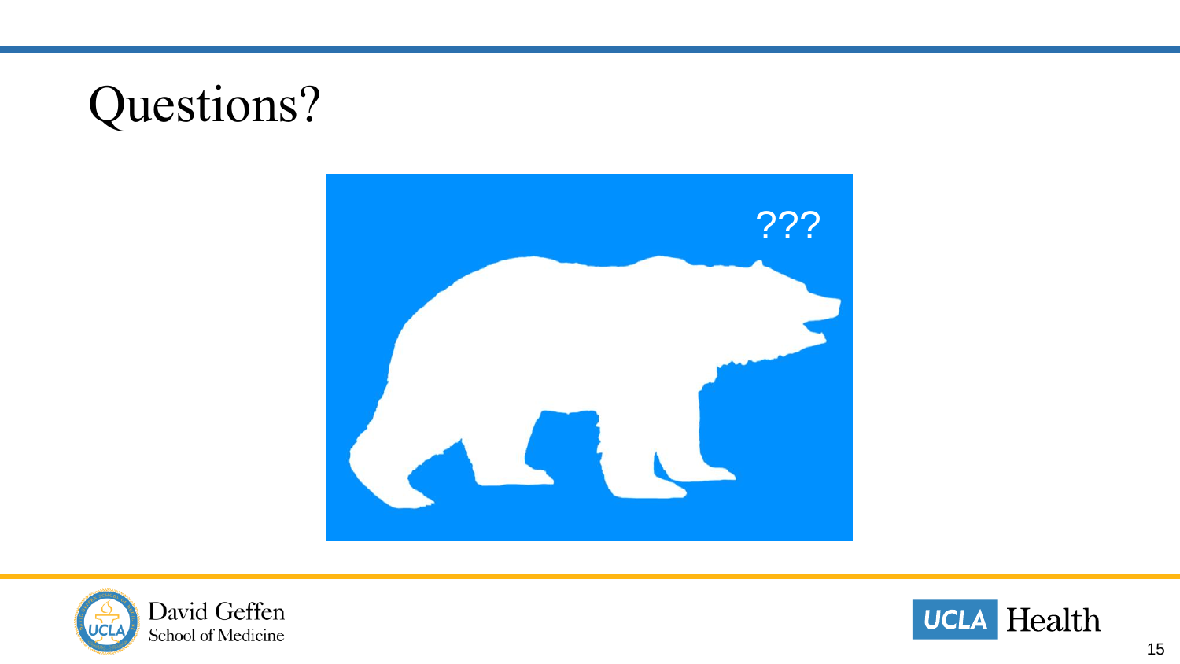# Questions?

???